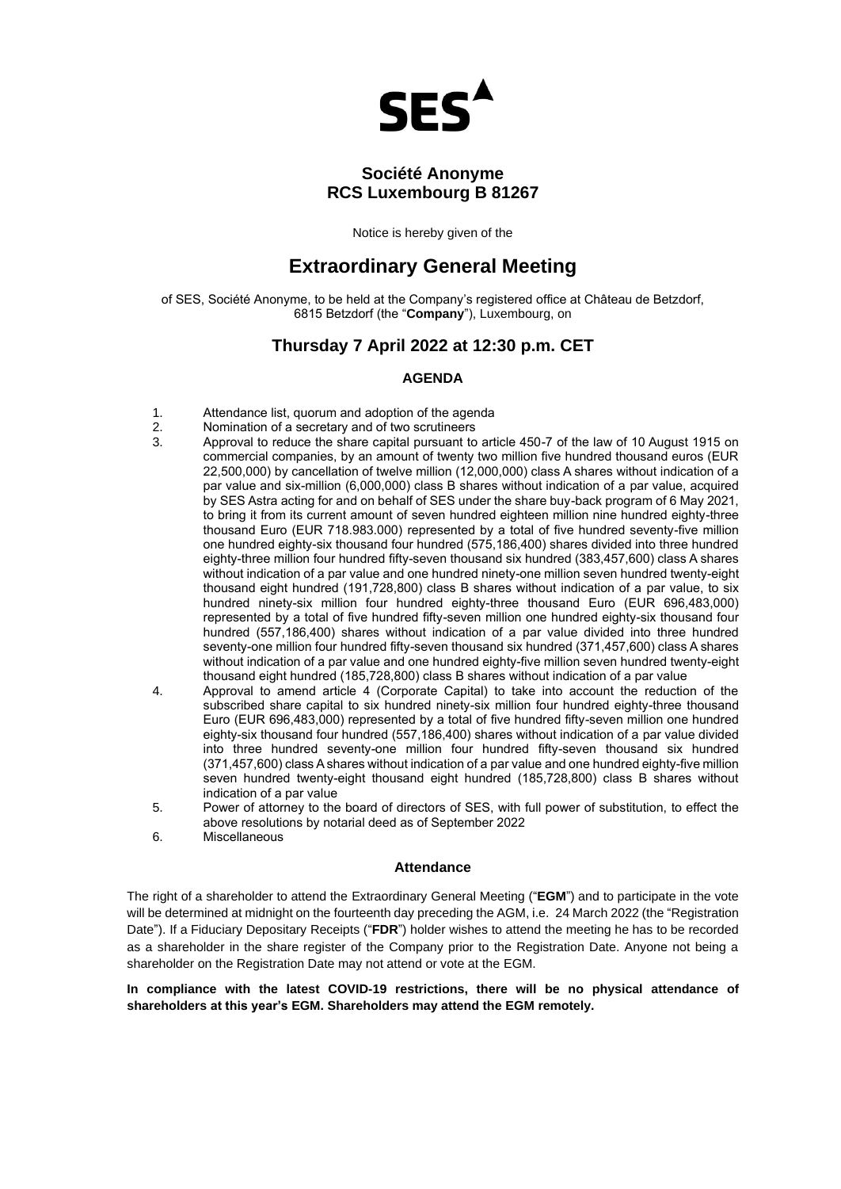SES

**Société Anonyme**
**RCS Luxembourg B 81267**

Notice is hereby given of the

# Extraordinary General Meeting

of SES, Société Anonyme, to be held at the Company's registered office at Château de Betzdorf, 6815 Betzdorf (the "**Company**"), Luxembourg, on

## Thursday 7 April 2022 at 12:30 p.m. CET

### AGENDA

1. Attendance list, quorum and adoption of the agenda
2. Nomination of a secretary and of two scrutineers
3. Approval to reduce the share capital pursuant to article 450-7 of the law of 10 August 1915 on commercial companies, by an amount of twenty two million five hundred thousand euros (EUR 22,500,000) by cancellation of twelve million (12,000,000) class A shares without indication of a par value and six-million (6,000,000) class B shares without indication of a par value, acquired by SES Astra acting for and on behalf of SES under the share buy-back program of 6 May 2021, to bring it from its current amount of seven hundred eighteen million nine hundred eighty-three thousand Euro (EUR 718.983.000) represented by a total of five hundred seventy-five million one hundred eighty-six thousand four hundred (575,186,400) shares divided into three hundred eighty-three million four hundred fifty-seven thousand six hundred (383,457,600) class A shares without indication of a par value and one hundred ninety-one million seven hundred twenty-eight thousand eight hundred (191,728,800) class B shares without indication of a par value, to six hundred ninety-six million four hundred eighty-three thousand Euro (EUR 696,483,000) represented by a total of five hundred fifty-seven million one hundred eighty-six thousand four hundred (557,186,400) shares without indication of a par value divided into three hundred seventy-one million four hundred fifty-seven thousand six hundred (371,457,600) class A shares without indication of a par value and one hundred eighty-five million seven hundred twenty-eight thousand eight hundred (185,728,800) class B shares without indication of a par value
4. Approval to amend article 4 (Corporate Capital) to take into account the reduction of the subscribed share capital to six hundred ninety-six million four hundred eighty-three thousand Euro (EUR 696,483,000) represented by a total of five hundred fifty-seven million one hundred eighty-six thousand four hundred (557,186,400) shares without indication of a par value divided into three hundred seventy-one million four hundred fifty-seven thousand six hundred (371,457,600) class A shares without indication of a par value and one hundred eighty-five million seven hundred twenty-eight thousand eight hundred (185,728,800) class B shares without indication of a par value
5. Power of attorney to the board of directors of SES, with full power of substitution, to effect the above resolutions by notarial deed as of September 2022
6. Miscellaneous

### Attendance

The right of a shareholder to attend the Extraordinary General Meeting ("**EGM**") and to participate in the vote will be determined at midnight on the fourteenth day preceding the AGM, i.e. 24 March 2022 (the "Registration Date"). If a Fiduciary Depositary Receipts ("**FDR**") holder wishes to attend the meeting he has to be recorded as a shareholder in the share register of the Company prior to the Registration Date. Anyone not being a shareholder on the Registration Date may not attend or vote at the EGM.

**In compliance with the latest COVID-19 restrictions, there will be no physical attendance of shareholders at this year's EGM. Shareholders may attend the EGM remotely.**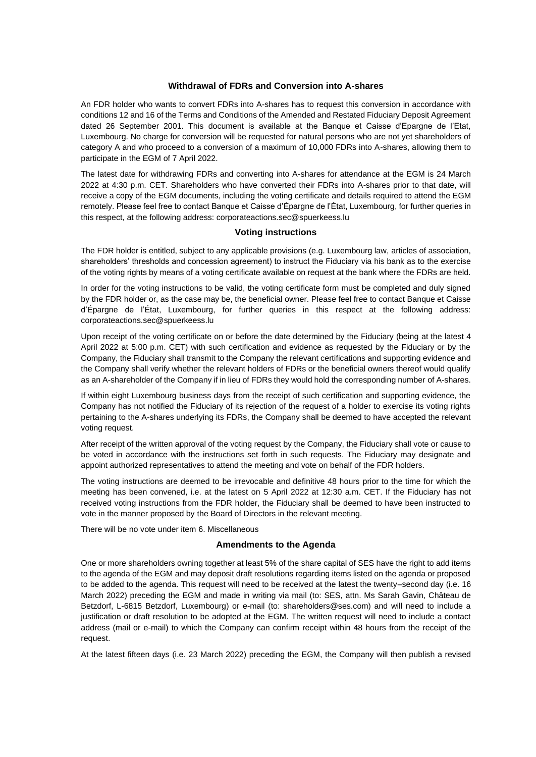### Withdrawal of FDRs and Conversion into A-shares

An FDR holder who wants to convert FDRs into A-shares has to request this conversion in accordance with conditions 12 and 16 of the Terms and Conditions of the Amended and Restated Fiduciary Deposit Agreement dated 26 September 2001. This document is available at the Banque et Caisse d'Epargne de l'Etat, Luxembourg. No charge for conversion will be requested for natural persons who are not yet shareholders of category A and who proceed to a conversion of a maximum of 10,000 FDRs into A-shares, allowing them to participate in the EGM of 7 April 2022.

The latest date for withdrawing FDRs and converting into A-shares for attendance at the EGM is 24 March 2022 at 4:30 p.m. CET. Shareholders who have converted their FDRs into A-shares prior to that date, will receive a copy of the EGM documents, including the voting certificate and details required to attend the EGM remotely. Please feel free to contact Banque et Caisse d'Épargne de l'État, Luxembourg, for further queries in this respect, at the following address: corporateactions.sec@spuerkeess.lu

### Voting instructions

The FDR holder is entitled, subject to any applicable provisions (e.g. Luxembourg law, articles of association, shareholders' thresholds and concession agreement) to instruct the Fiduciary via his bank as to the exercise of the voting rights by means of a voting certificate available on request at the bank where the FDRs are held.

In order for the voting instructions to be valid, the voting certificate form must be completed and duly signed by the FDR holder or, as the case may be, the beneficial owner. Please feel free to contact Banque et Caisse d'Épargne de l'État, Luxembourg, for further queries in this respect at the following address: corporateactions.sec@spuerkeess.lu

Upon receipt of the voting certificate on or before the date determined by the Fiduciary (being at the latest 4 April 2022 at 5:00 p.m. CET) with such certification and evidence as requested by the Fiduciary or by the Company, the Fiduciary shall transmit to the Company the relevant certifications and supporting evidence and the Company shall verify whether the relevant holders of FDRs or the beneficial owners thereof would qualify as an A-shareholder of the Company if in lieu of FDRs they would hold the corresponding number of A-shares.

If within eight Luxembourg business days from the receipt of such certification and supporting evidence, the Company has not notified the Fiduciary of its rejection of the request of a holder to exercise its voting rights pertaining to the A-shares underlying its FDRs, the Company shall be deemed to have accepted the relevant voting request.

After receipt of the written approval of the voting request by the Company, the Fiduciary shall vote or cause to be voted in accordance with the instructions set forth in such requests. The Fiduciary may designate and appoint authorized representatives to attend the meeting and vote on behalf of the FDR holders.

The voting instructions are deemed to be irrevocable and definitive 48 hours prior to the time for which the meeting has been convened, i.e. at the latest on 5 April 2022 at 12:30 a.m. CET. If the Fiduciary has not received voting instructions from the FDR holder, the Fiduciary shall be deemed to have been instructed to vote in the manner proposed by the Board of Directors in the relevant meeting.

There will be no vote under item 6. Miscellaneous

### Amendments to the Agenda

One or more shareholders owning together at least 5% of the share capital of SES have the right to add items to the agenda of the EGM and may deposit draft resolutions regarding items listed on the agenda or proposed to be added to the agenda. This request will need to be received at the latest the twenty–second day (i.e. 16 March 2022) preceding the EGM and made in writing via mail (to: SES, attn. Ms Sarah Gavin, Château de Betzdorf, L-6815 Betzdorf, Luxembourg) or e-mail (to: shareholders@ses.com) and will need to include a justification or draft resolution to be adopted at the EGM. The written request will need to include a contact address (mail or e-mail) to which the Company can confirm receipt within 48 hours from the receipt of the request.

At the latest fifteen days (i.e. 23 March 2022) preceding the EGM, the Company will then publish a revised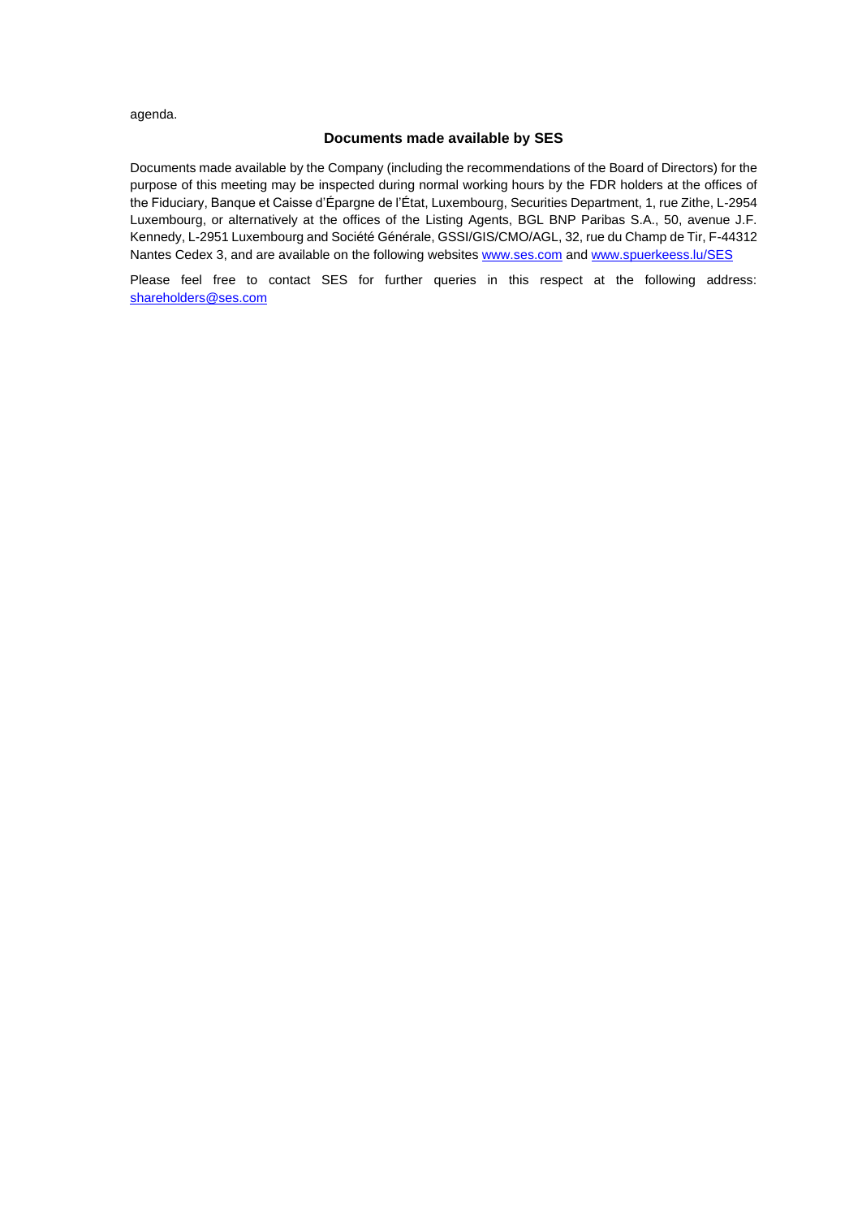agenda.

## Documents made available by SES

Documents made available by the Company (including the recommendations of the Board of Directors) for the purpose of this meeting may be inspected during normal working hours by the FDR holders at the offices of the Fiduciary, Banque et Caisse d'Épargne de l'État, Luxembourg, Securities Department, 1, rue Zithe, L-2954 Luxembourg, or alternatively at the offices of the Listing Agents, BGL BNP Paribas S.A., 50, avenue J.F. Kennedy, L-2951 Luxembourg and Société Générale, GSSI/GIS/CMO/AGL, 32, rue du Champ de Tir, F-44312 Nantes Cedex 3, and are available on the following websites www.ses.com and www.spuerkeess.lu/SES

Please feel free to contact SES for further queries in this respect at the following address: shareholders@ses.com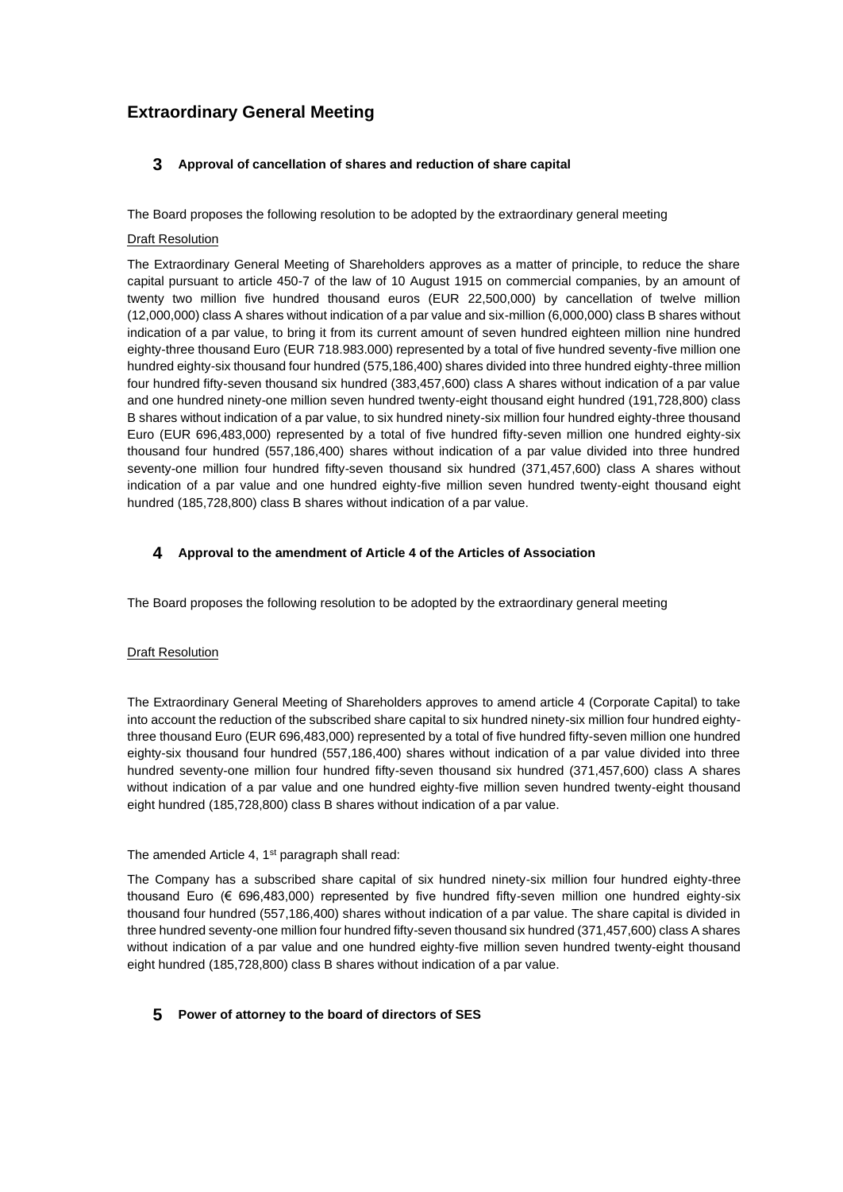# Extraordinary General Meeting

## 3 Approval of cancellation of shares and reduction of share capital

The Board proposes the following resolution to be adopted by the extraordinary general meeting

Draft Resolution

The Extraordinary General Meeting of Shareholders approves as a matter of principle, to reduce the share capital pursuant to article 450-7 of the law of 10 August 1915 on commercial companies, by an amount of twenty two million five hundred thousand euros (EUR 22,500,000) by cancellation of twelve million (12,000,000) class A shares without indication of a par value and six-million (6,000,000) class B shares without indication of a par value, to bring it from its current amount of seven hundred eighteen million nine hundred eighty-three thousand Euro (EUR 718.983.000) represented by a total of five hundred seventy-five million one hundred eighty-six thousand four hundred (575,186,400) shares divided into three hundred eighty-three million four hundred fifty-seven thousand six hundred (383,457,600) class A shares without indication of a par value and one hundred ninety-one million seven hundred twenty-eight thousand eight hundred (191,728,800) class B shares without indication of a par value, to six hundred ninety-six million four hundred eighty-three thousand Euro (EUR 696,483,000) represented by a total of five hundred fifty-seven million one hundred eighty-six thousand four hundred (557,186,400) shares without indication of a par value divided into three hundred seventy-one million four hundred fifty-seven thousand six hundred (371,457,600) class A shares without indication of a par value and one hundred eighty-five million seven hundred twenty-eight thousand eight hundred (185,728,800) class B shares without indication of a par value.

## 4 Approval to the amendment of Article 4 of the Articles of Association

The Board proposes the following resolution to be adopted by the extraordinary general meeting

Draft Resolution

The Extraordinary General Meeting of Shareholders approves to amend article 4 (Corporate Capital) to take into account the reduction of the subscribed share capital to six hundred ninety-six million four hundred eighty-three thousand Euro (EUR 696,483,000) represented by a total of five hundred fifty-seven million one hundred eighty-six thousand four hundred (557,186,400) shares without indication of a par value divided into three hundred seventy-one million four hundred fifty-seven thousand six hundred (371,457,600) class A shares without indication of a par value and one hundred eighty-five million seven hundred twenty-eight thousand eight hundred (185,728,800) class B shares without indication of a par value.

The amended Article 4, 1st paragraph shall read:

The Company has a subscribed share capital of six hundred ninety-six million four hundred eighty-three thousand Euro (€ 696,483,000) represented by five hundred fifty-seven million one hundred eighty-six thousand four hundred (557,186,400) shares without indication of a par value. The share capital is divided in three hundred seventy-one million four hundred fifty-seven thousand six hundred (371,457,600) class A shares without indication of a par value and one hundred eighty-five million seven hundred twenty-eight thousand eight hundred (185,728,800) class B shares without indication of a par value.

## 5 Power of attorney to the board of directors of SES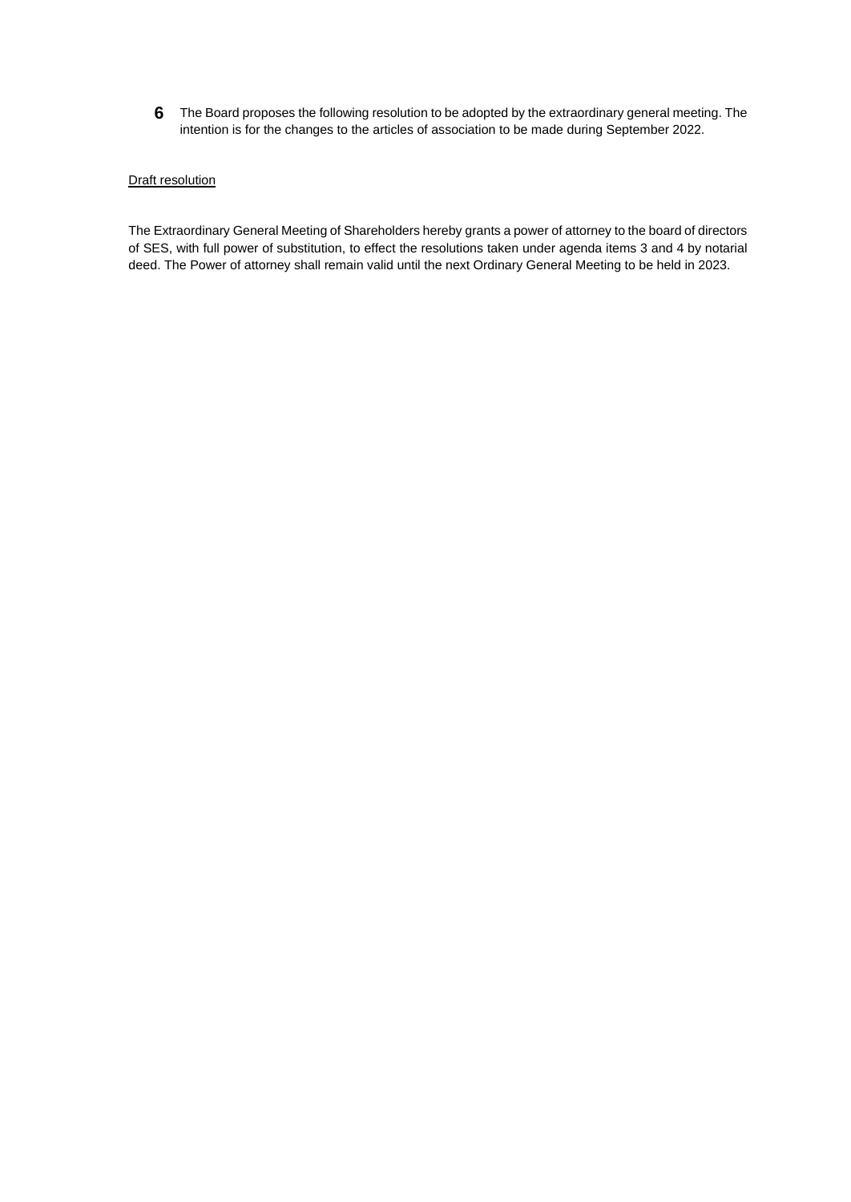**6** The Board proposes the following resolution to be adopted by the extraordinary general meeting. The intention is for the changes to the articles of association to be made during September 2022.

<u>Draft resolution</u>

The Extraordinary General Meeting of Shareholders hereby grants a power of attorney to the board of directors of SES, with full power of substitution, to effect the resolutions taken under agenda items 3 and 4 by notarial deed. The Power of attorney shall remain valid until the next Ordinary General Meeting to be held in 2023.